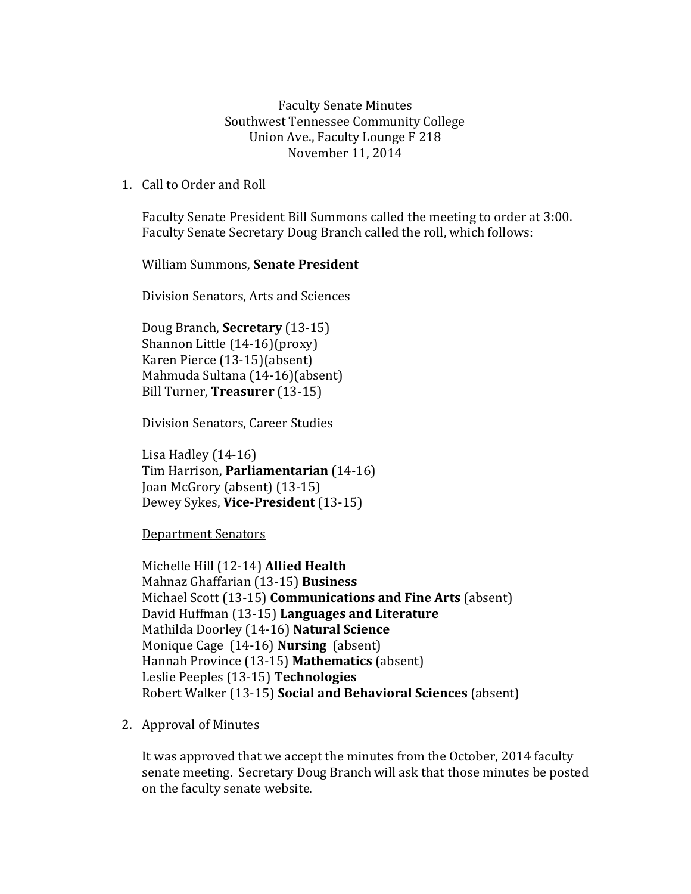Faculty Senate Minutes
Southwest Tennessee Community College
Union Ave., Faculty Lounge F 218
November 11, 2014

1. Call to Order and Roll

   Faculty Senate President Bill Summons called the meeting to order at 3:00. Faculty Senate Secretary Doug Branch called the roll, which follows:

   William Summons, **Senate President**

   <u>Division Senators, Arts and Sciences</u>

   Doug Branch, **Secretary** (13-15)
   Shannon Little (14-16)(proxy)
   Karen Pierce (13-15)(absent)
   Mahmuda Sultana (14-16)(absent)
   Bill Turner, **Treasurer** (13-15)

   <u>Division Senators, Career Studies</u>

   Lisa Hadley (14-16)
   Tim Harrison, **Parliamentarian** (14-16)
   Joan McGrory (absent) (13-15)
   Dewey Sykes, **Vice-President** (13-15)

   <u>Department Senators</u>

   Michelle Hill (12-14) **Allied Health**
   Mahnaz Ghaffarian (13-15) **Business**
   Michael Scott (13-15) **Communications and Fine Arts** (absent)
   David Huffman (13-15) **Languages and Literature**
   Mathilda Doorley (14-16) **Natural Science**
   Monique Cage (14-16) **Nursing** (absent)
   Hannah Province (13-15) **Mathematics** (absent)
   Leslie Peeples (13-15) **Technologies**
   Robert Walker (13-15) **Social and Behavioral Sciences** (absent)

2. Approval of Minutes

   It was approved that we accept the minutes from the October, 2014 faculty senate meeting. Secretary Doug Branch will ask that those minutes be posted on the faculty senate website.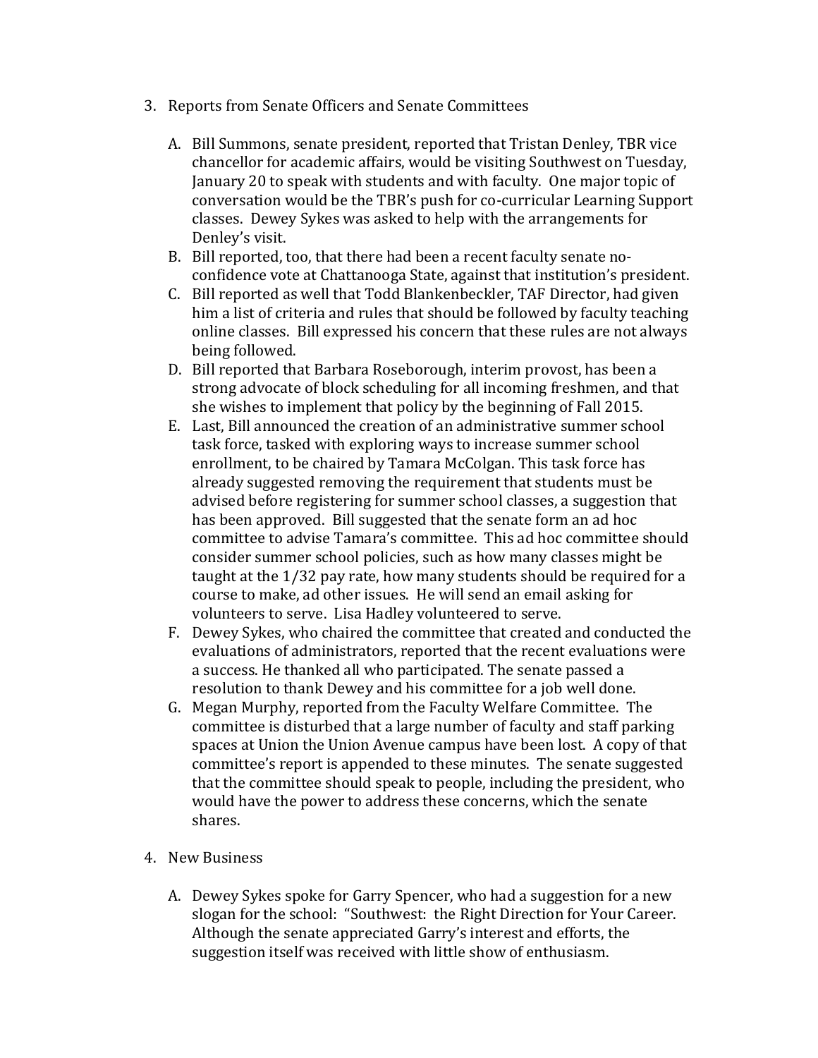3. Reports from Senate Officers and Senate Committees

   A. Bill Summons, senate president, reported that Tristan Denley, TBR vice chancellor for academic affairs, would be visiting Southwest on Tuesday, January 20 to speak with students and with faculty. One major topic of conversation would be the TBR's push for co-curricular Learning Support classes. Dewey Sykes was asked to help with the arrangements for Denley's visit.
   B. Bill reported, too, that there had been a recent faculty senate no-confidence vote at Chattanooga State, against that institution's president.
   C. Bill reported as well that Todd Blankenbeckler, TAF Director, had given him a list of criteria and rules that should be followed by faculty teaching online classes. Bill expressed his concern that these rules are not always being followed.
   D. Bill reported that Barbara Roseborough, interim provost, has been a strong advocate of block scheduling for all incoming freshmen, and that she wishes to implement that policy by the beginning of Fall 2015.
   E. Last, Bill announced the creation of an administrative summer school task force, tasked with exploring ways to increase summer school enrollment, to be chaired by Tamara McColgan. This task force has already suggested removing the requirement that students must be advised before registering for summer school classes, a suggestion that has been approved. Bill suggested that the senate form an ad hoc committee to advise Tamara's committee. This ad hoc committee should consider summer school policies, such as how many classes might be taught at the 1/32 pay rate, how many students should be required for a course to make, ad other issues. He will send an email asking for volunteers to serve. Lisa Hadley volunteered to serve.
   F. Dewey Sykes, who chaired the committee that created and conducted the evaluations of administrators, reported that the recent evaluations were a success. He thanked all who participated. The senate passed a resolution to thank Dewey and his committee for a job well done.
   G. Megan Murphy, reported from the Faculty Welfare Committee. The committee is disturbed that a large number of faculty and staff parking spaces at Union the Union Avenue campus have been lost. A copy of that committee's report is appended to these minutes. The senate suggested that the committee should speak to people, including the president, who would have the power to address these concerns, which the senate shares.

4. New Business

   A. Dewey Sykes spoke for Garry Spencer, who had a suggestion for a new slogan for the school: "Southwest: the Right Direction for Your Career. Although the senate appreciated Garry's interest and efforts, the suggestion itself was received with little show of enthusiasm.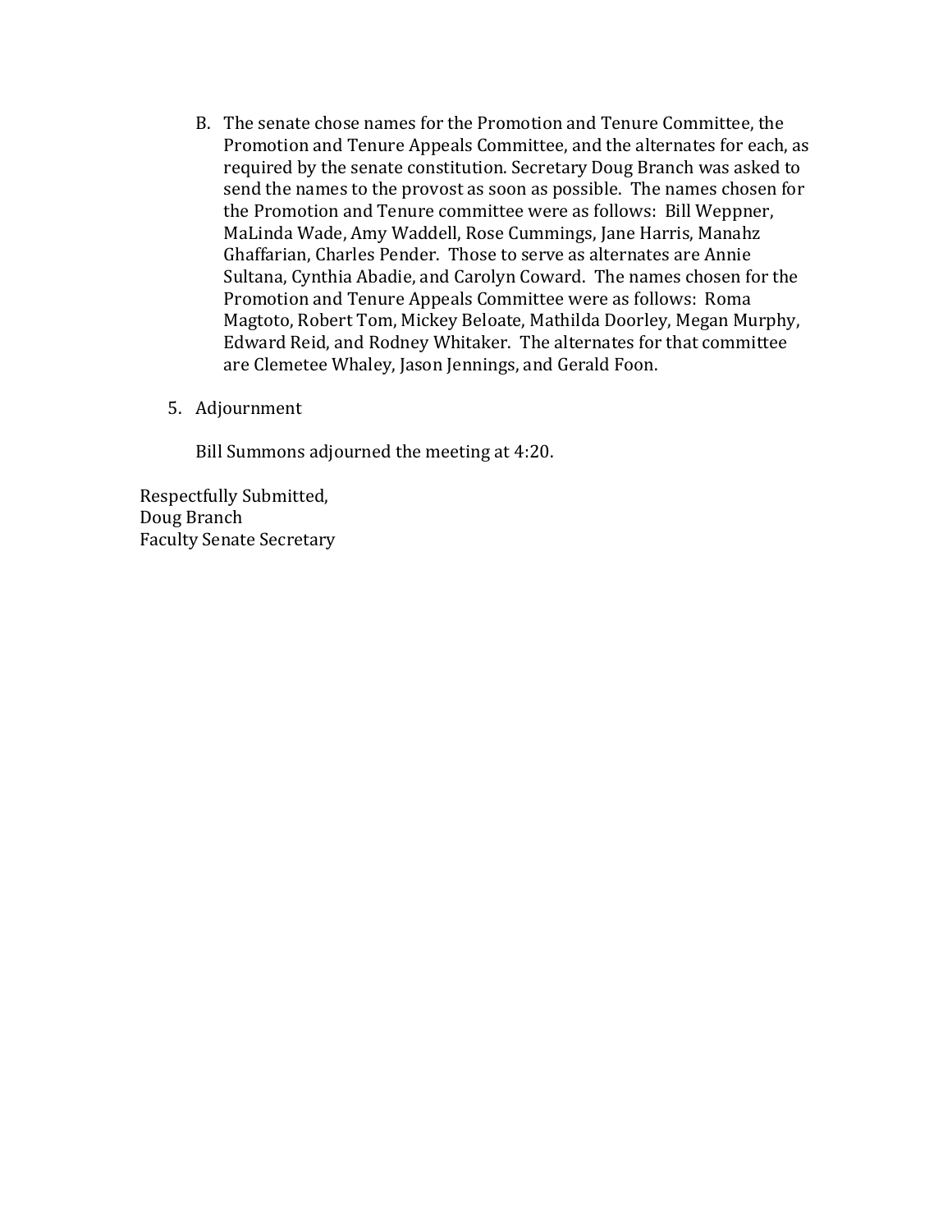B. The senate chose names for the Promotion and Tenure Committee, the Promotion and Tenure Appeals Committee, and the alternates for each, as required by the senate constitution. Secretary Doug Branch was asked to send the names to the provost as soon as possible. The names chosen for the Promotion and Tenure committee were as follows: Bill Weppner, MaLinda Wade, Amy Waddell, Rose Cummings, Jane Harris, Manahz Ghaffarian, Charles Pender. Those to serve as alternates are Annie Sultana, Cynthia Abadie, and Carolyn Coward. The names chosen for the Promotion and Tenure Appeals Committee were as follows: Roma Magtoto, Robert Tom, Mickey Beloate, Mathilda Doorley, Megan Murphy, Edward Reid, and Rodney Whitaker. The alternates for that committee are Clemetee Whaley, Jason Jennings, and Gerald Foon.

5. Adjournment

   Bill Summons adjourned the meeting at 4:20.

Respectfully Submitted,
Doug Branch
Faculty Senate Secretary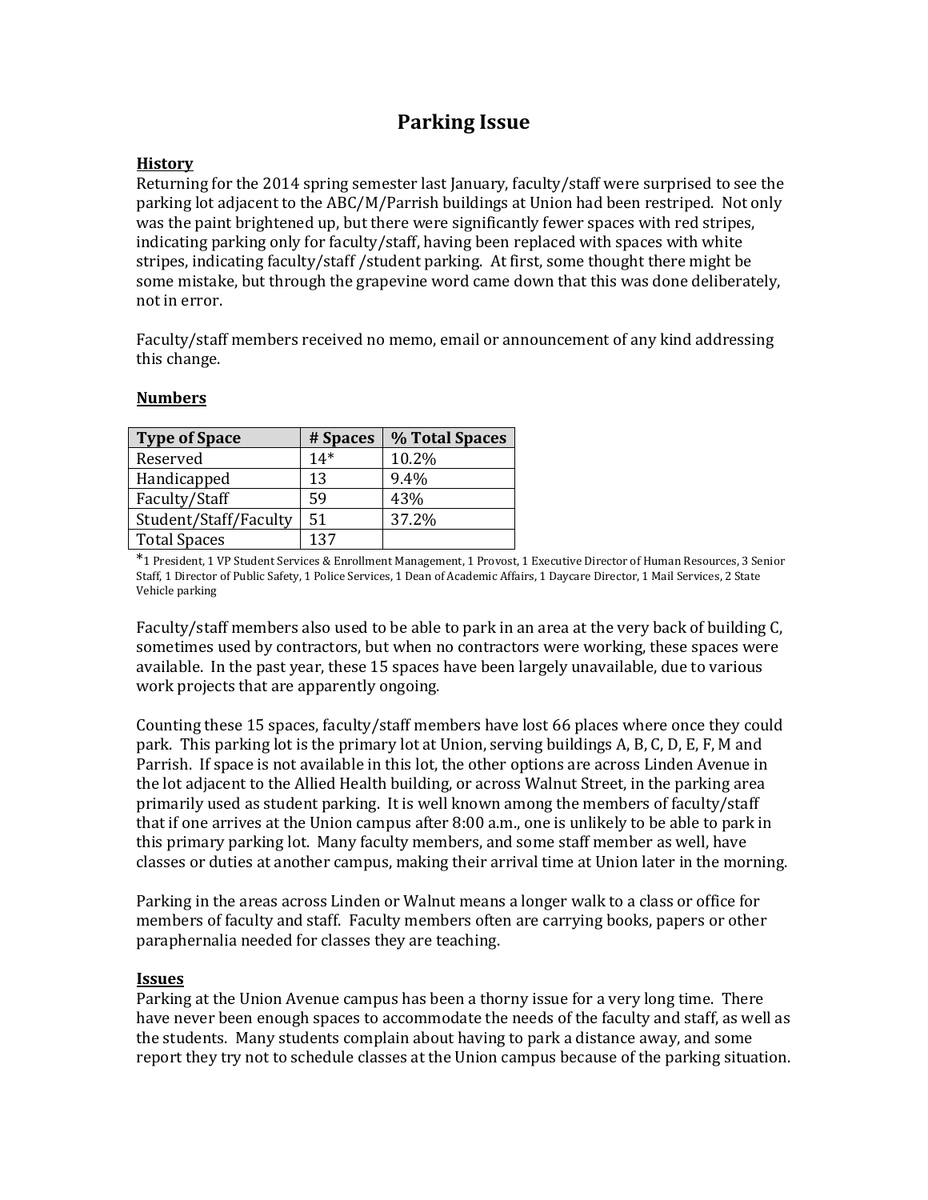# Parking Issue

## History

Returning for the 2014 spring semester last January, faculty/staff were surprised to see the parking lot adjacent to the ABC/M/Parrish buildings at Union had been restriped. Not only was the paint brightened up, but there were significantly fewer spaces with red stripes, indicating parking only for faculty/staff, having been replaced with spaces with white stripes, indicating faculty/staff /student parking. At first, some thought there might be some mistake, but through the grapevine word came down that this was done deliberately, not in error.

Faculty/staff members received no memo, email or announcement of any kind addressing this change.

## Numbers

| Type of Space | # Spaces | % Total Spaces |
|---|---|---|
| Reserved | 14* | 10.2% |
| Handicapped | 13 | 9.4% |
| Faculty/Staff | 59 | 43% |
| Student/Staff/Faculty | 51 | 37.2% |
| Total Spaces | 137 | |

*1 President, 1 VP Student Services & Enrollment Management, 1 Provost, 1 Executive Director of Human Resources, 3 Senior Staff, 1 Director of Public Safety, 1 Police Services, 1 Dean of Academic Affairs, 1 Daycare Director, 1 Mail Services, 2 State Vehicle parking

Faculty/staff members also used to be able to park in an area at the very back of building C, sometimes used by contractors, but when no contractors were working, these spaces were available. In the past year, these 15 spaces have been largely unavailable, due to various work projects that are apparently ongoing.

Counting these 15 spaces, faculty/staff members have lost 66 places where once they could park. This parking lot is the primary lot at Union, serving buildings A, B, C, D, E, F, M and Parrish. If space is not available in this lot, the other options are across Linden Avenue in the lot adjacent to the Allied Health building, or across Walnut Street, in the parking area primarily used as student parking. It is well known among the members of faculty/staff that if one arrives at the Union campus after 8:00 a.m., one is unlikely to be able to park in this primary parking lot. Many faculty members, and some staff member as well, have classes or duties at another campus, making their arrival time at Union later in the morning.

Parking in the areas across Linden or Walnut means a longer walk to a class or office for members of faculty and staff. Faculty members often are carrying books, papers or other paraphernalia needed for classes they are teaching.

## Issues

Parking at the Union Avenue campus has been a thorny issue for a very long time. There have never been enough spaces to accommodate the needs of the faculty and staff, as well as the students. Many students complain about having to park a distance away, and some report they try not to schedule classes at the Union campus because of the parking situation.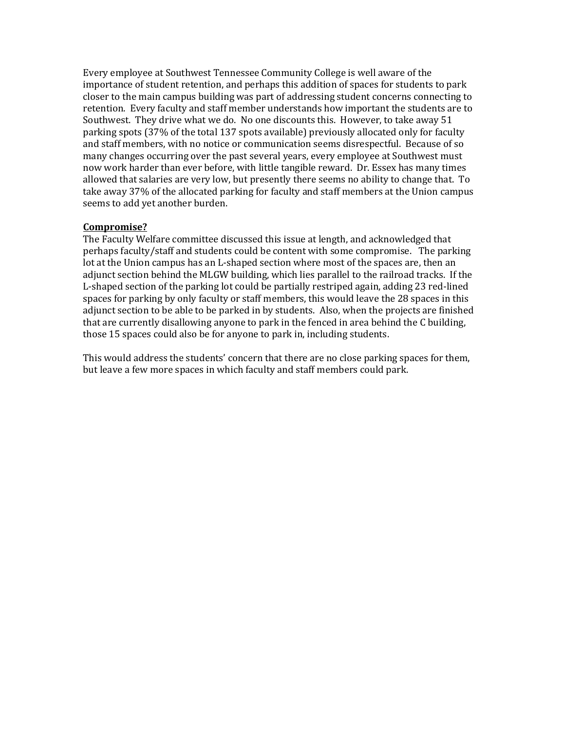Every employee at Southwest Tennessee Community College is well aware of the importance of student retention, and perhaps this addition of spaces for students to park closer to the main campus building was part of addressing student concerns connecting to retention. Every faculty and staff member understands how important the students are to Southwest. They drive what we do. No one discounts this. However, to take away 51 parking spots (37% of the total 137 spots available) previously allocated only for faculty and staff members, with no notice or communication seems disrespectful. Because of so many changes occurring over the past several years, every employee at Southwest must now work harder than ever before, with little tangible reward. Dr. Essex has many times allowed that salaries are very low, but presently there seems no ability to change that. To take away 37% of the allocated parking for faculty and staff members at the Union campus seems to add yet another burden.

**Compromise?**

The Faculty Welfare committee discussed this issue at length, and acknowledged that perhaps faculty/staff and students could be content with some compromise. The parking lot at the Union campus has an L-shaped section where most of the spaces are, then an adjunct section behind the MLGW building, which lies parallel to the railroad tracks. If the L-shaped section of the parking lot could be partially restriped again, adding 23 red-lined spaces for parking by only faculty or staff members, this would leave the 28 spaces in this adjunct section to be able to be parked in by students. Also, when the projects are finished that are currently disallowing anyone to park in the fenced in area behind the C building, those 15 spaces could also be for anyone to park in, including students.

This would address the students' concern that there are no close parking spaces for them, but leave a few more spaces in which faculty and staff members could park.